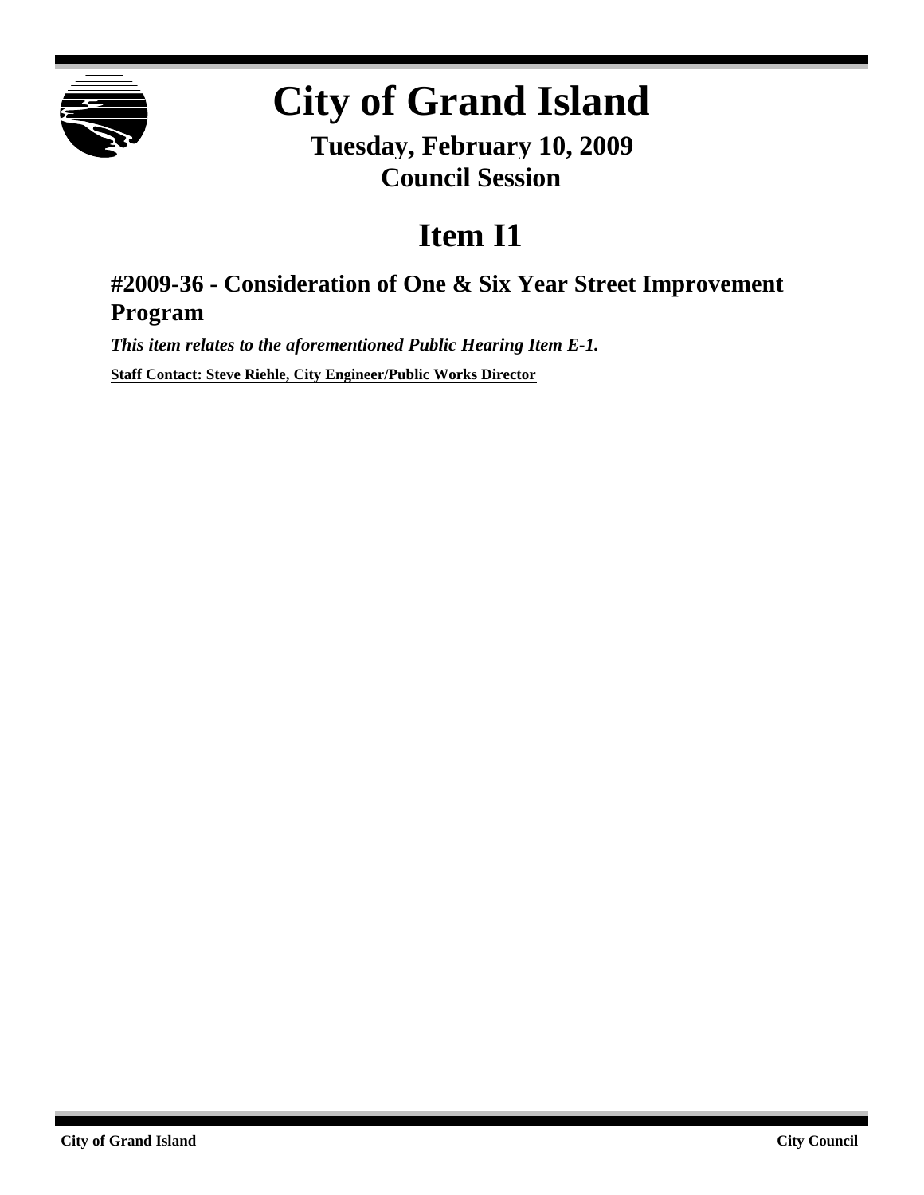# City of Grand Island

**Tuesday, February 10, 2009**
**Council Session**

## Item I1

### #2009-36 - Consideration of One & Six Year Street Improvement Program

***This item relates to the aforementioned Public Hearing Item E-1.***

**Staff Contact: Steve Riehle, City Engineer/Public Works Director**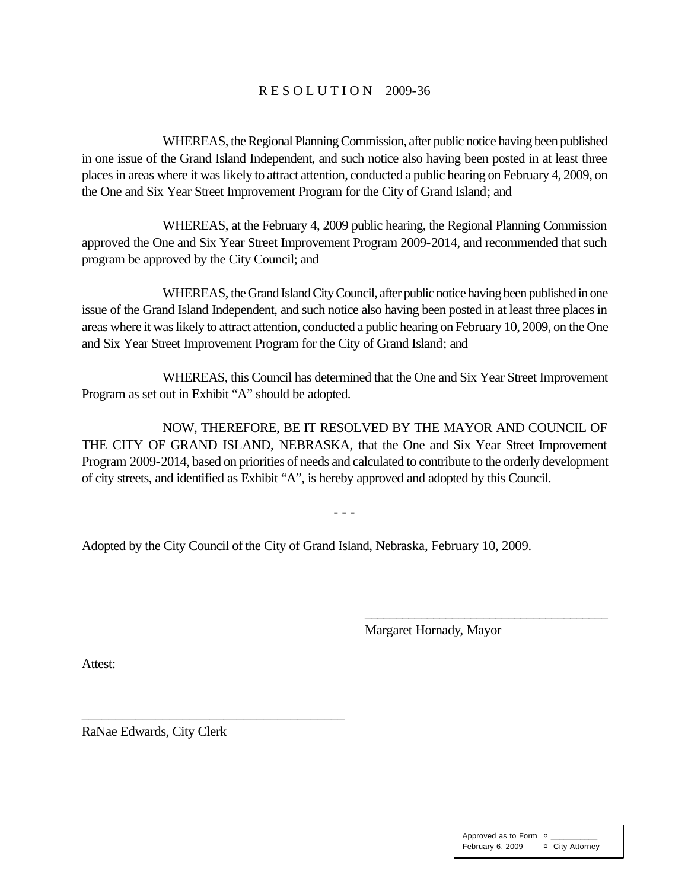# R E S O L U T I O N 2009-36

WHEREAS, the Regional Planning Commission, after public notice having been published in one issue of the Grand Island Independent, and such notice also having been posted in at least three places in areas where it was likely to attract attention, conducted a public hearing on February 4, 2009, on the One and Six Year Street Improvement Program for the City of Grand Island; and

WHEREAS, at the February 4, 2009 public hearing, the Regional Planning Commission approved the One and Six Year Street Improvement Program 2009-2014, and recommended that such program be approved by the City Council; and

WHEREAS, the Grand Island City Council, after public notice having been published in one issue of the Grand Island Independent, and such notice also having been posted in at least three places in areas where it was likely to attract attention, conducted a public hearing on February 10, 2009, on the One and Six Year Street Improvement Program for the City of Grand Island; and

WHEREAS, this Council has determined that the One and Six Year Street Improvement Program as set out in Exhibit "A" should be adopted.

NOW, THEREFORE, BE IT RESOLVED BY THE MAYOR AND COUNCIL OF THE CITY OF GRAND ISLAND, NEBRASKA, that the One and Six Year Street Improvement Program 2009-2014, based on priorities of needs and calculated to contribute to the orderly development of city streets, and identified as Exhibit "A", is hereby approved and adopted by this Council.

- - -

Adopted by the City Council of the City of Grand Island, Nebraska, February 10, 2009.

_____________________________________
Margaret Hornady, Mayor

Attest:

_____________________________________
RaNae Edwards, City Clerk

Approved as to Form ¤ __________
February 6, 2009 ¤ City Attorney